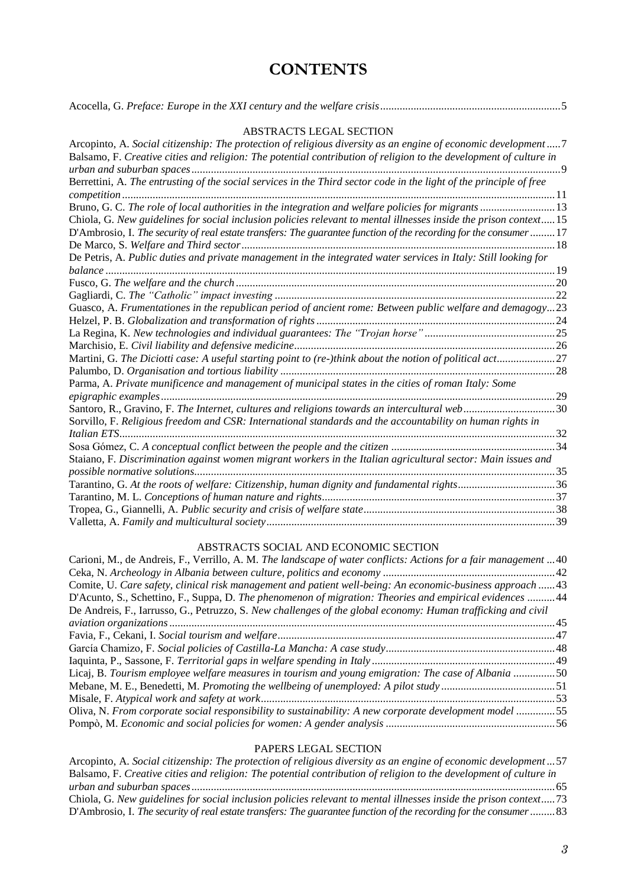# CONTENTS

Acocella, G. *Preface: Europe in the XXI century and the welfare crisis* ................ 5

## ABSTRACTS LEGAL SECTION

Arcopinto, A. *Social citizenship: The protection of religious diversity as an engine of economic development* ..... 7
Balsamo, F. *Creative cities and religion: The potential contribution of religion to the development of culture in urban and suburban spaces* ..... 9
Berrettini, A. *The entrusting of the social services in the Third sector code in the light of the principle of free competition* ..... 11
Bruno, G. C. *The role of local authorities in the integration and welfare policies for migrants* ..... 13
Chiola, G. *New guidelines for social inclusion policies relevant to mental illnesses inside the prison context* ..... 15
D'Ambrosio, I. *The security of real estate transfers: The guarantee function of the recording for the consumer* ..... 17
De Marco, S. *Welfare and Third sector* ..... 18
De Petris, A. *Public duties and private management in the integrated water services in Italy: Still looking for balance* ..... 19
Fusco, G. *The welfare and the church* ..... 20
Gagliardi, C. *The "Catholic" impact investing* ..... 22
Guasco, A. *Frumentationes in the republican period of ancient rome: Between public welfare and demagogy* ..... 23
Helzel, P. B. *Globalization and transformation of rights* ..... 24
La Regina, K. *New technologies and individual guarantees: The "Trojan horse"* ..... 25
Marchisio, E. *Civil liability and defensive medicine* ..... 26
Martini, G. *The Diciotti case: A useful starting point to (re-)think about the notion of political act* ..... 27
Palumbo, D. *Organisation and tortious liability* ..... 28
Parma, A. *Private munificence and management of municipal states in the cities of roman Italy: Some epigraphic examples* ..... 29
Santoro, R., Gravino, F. *The Internet, cultures and religions towards an intercultural web* ..... 30
Sorvillo, F. *Religious freedom and CSR: International standards and the accountability on human rights in Italian ETS* ..... 32
Sosa Gómez, C. *A conceptual conflict between the people and the citizen* ..... 34
Staiano, F. *Discrimination against women migrant workers in the Italian agricultural sector: Main issues and possible normative solutions* ..... 35
Tarantino, G. *At the roots of welfare: Citizenship, human dignity and fundamental rights* ..... 36
Tarantino, M. L. *Conceptions of human nature and rights* ..... 37
Tropea, G., Giannelli, A. *Public security and crisis of welfare state* ..... 38
Valletta, A. *Family and multicultural society* ..... 39

## ABSTRACTS SOCIAL AND ECONOMIC SECTION

Carioni, M., de Andreis, F., Verrillo, A. M. *The landscape of water conflicts: Actions for a fair management* ..... 40
Ceka, N. *Archeology in Albania between culture, politics and economy* ..... 42
Comite, U. *Care safety, clinical risk management and patient well-being: An economic-business approach* ..... 43
D'Acunto, S., Schettino, F., Suppa, D. *The phenomenon of migration: Theories and empirical evidences* ..... 44
De Andreis, F., Iarrusso, G., Petruzzo, S. *New challenges of the global economy: Human trafficking and civil aviation organizations* ..... 45
Favia, F., Cekani, I. *Social tourism and welfare* ..... 47
García Chamizo, F. *Social policies of Castilla-La Mancha: A case study* ..... 48
Iaquinta, P., Sassone, F. *Territorial gaps in welfare spending in Italy* ..... 49
Licaj, B. *Tourism employee welfare measures in tourism and young emigration: The case of Albania* ..... 50
Mebane, M. E., Benedetti, M. *Promoting the wellbeing of unemployed: A pilot study* ..... 51
Misale, F. *Atypical work and safety at work* ..... 53
Oliva, N. *From corporate social responsibility to sustainability: A new corporate development model* ..... 55
Pompò, M. *Economic and social policies for women: A gender analysis* ..... 56

## PAPERS LEGAL SECTION

Arcopinto, A. *Social citizenship: The protection of religious diversity as an engine of economic development* ..... 57
Balsamo, F. *Creative cities and religion: The potential contribution of religion to the development of culture in urban and suburban spaces* ..... 65
Chiola, G. *New guidelines for social inclusion policies relevant to mental illnesses inside the prison context* ..... 73
D'Ambrosio, I. *The security of real estate transfers: The guarantee function of the recording for the consumer* ..... 83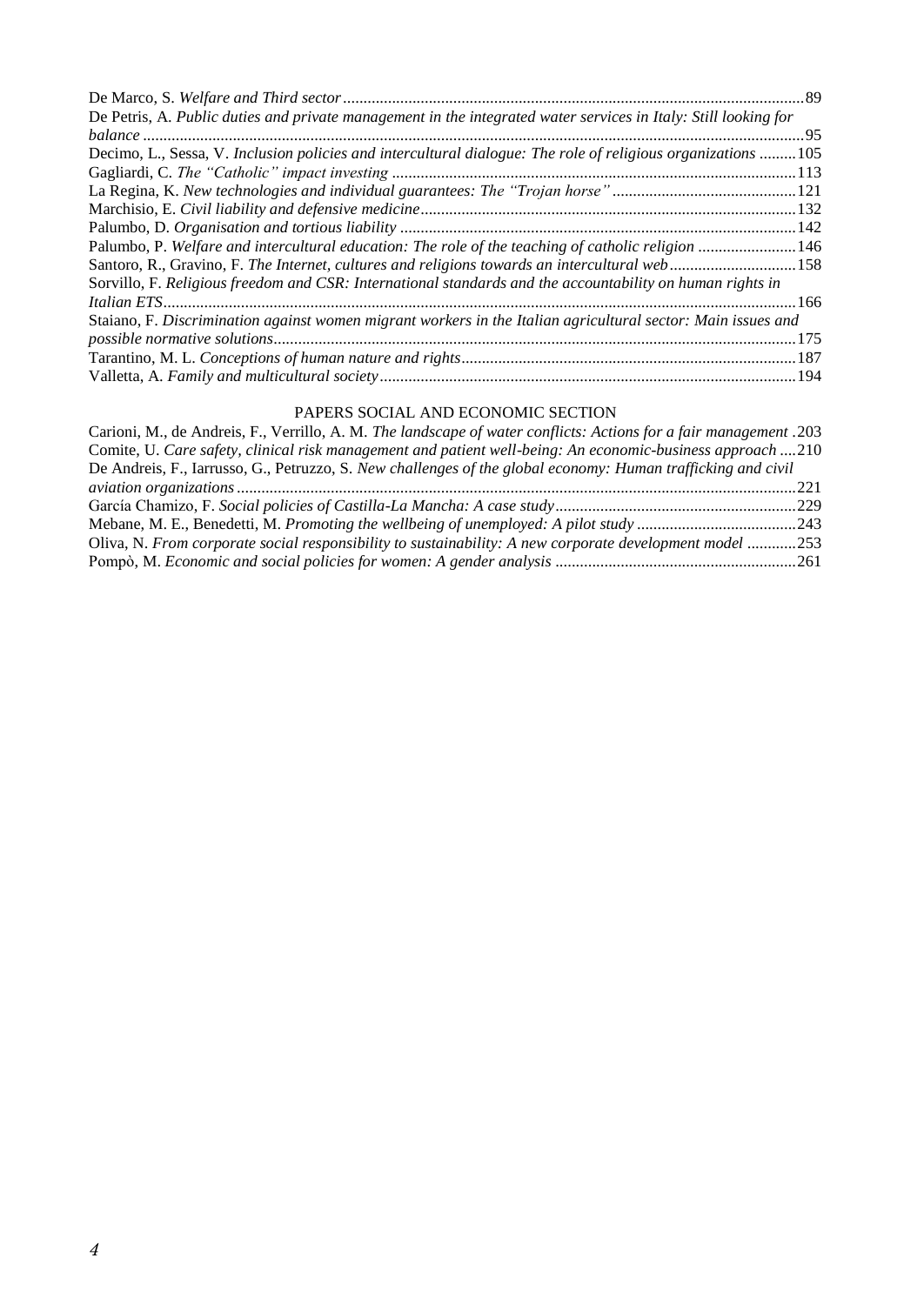De Marco, S. *Welfare and Third sector* ........................................................ 89

De Petris, A. *Public duties and private management in the integrated water services in Italy: Still looking for balance* ........................................................ 95

Decimo, L., Sessa, V. *Inclusion policies and intercultural dialogue: The role of religious organizations* ......... 105

Gagliardi, C. *The "Catholic" impact investing* ........................................................ 113

La Regina, K. *New technologies and individual guarantees: The "Trojan horse"* ........................................ 121

Marchisio, E. *Civil liability and defensive medicine* ........................................................ 132

Palumbo, D. *Organisation and tortious liability* ........................................................ 142

Palumbo, P. *Welfare and intercultural education: The role of the teaching of catholic religion* ........................ 146

Santoro, R., Gravino, F. *The Internet, cultures and religions towards an intercultural web* .............................. 158

Sorvillo, F. *Religious freedom and CSR: International standards and the accountability on human rights in Italian ETS* ........................................................ 166

Staiano, F. *Discrimination against women migrant workers in the Italian agricultural sector: Main issues and possible normative solutions* ........................................................ 175

Tarantino, M. L. *Conceptions of human nature and rights* ........................................................ 187

Valletta, A. *Family and multicultural society* ........................................................ 194

PAPERS SOCIAL AND ECONOMIC SECTION

Carioni, M., de Andreis, F., Verrillo, A. M. *The landscape of water conflicts: Actions for a fair management* . 203

Comite, U. *Care safety, clinical risk management and patient well-being: An economic-business approach* .... 210

De Andreis, F., Iarrusso, G., Petruzzo, S. *New challenges of the global economy: Human trafficking and civil aviation organizations* ........................................................ 221

García Chamizo, F. *Social policies of Castilla-La Mancha: A case study* ........................................................ 229

Mebane, M. E., Benedetti, M. *Promoting the wellbeing of unemployed: A pilot study* ....................................... 243

Oliva, N. *From corporate social responsibility to sustainability: A new corporate development model* ............ 253

Pompò, M. *Economic and social policies for women: A gender analysis* ........................................................ 261